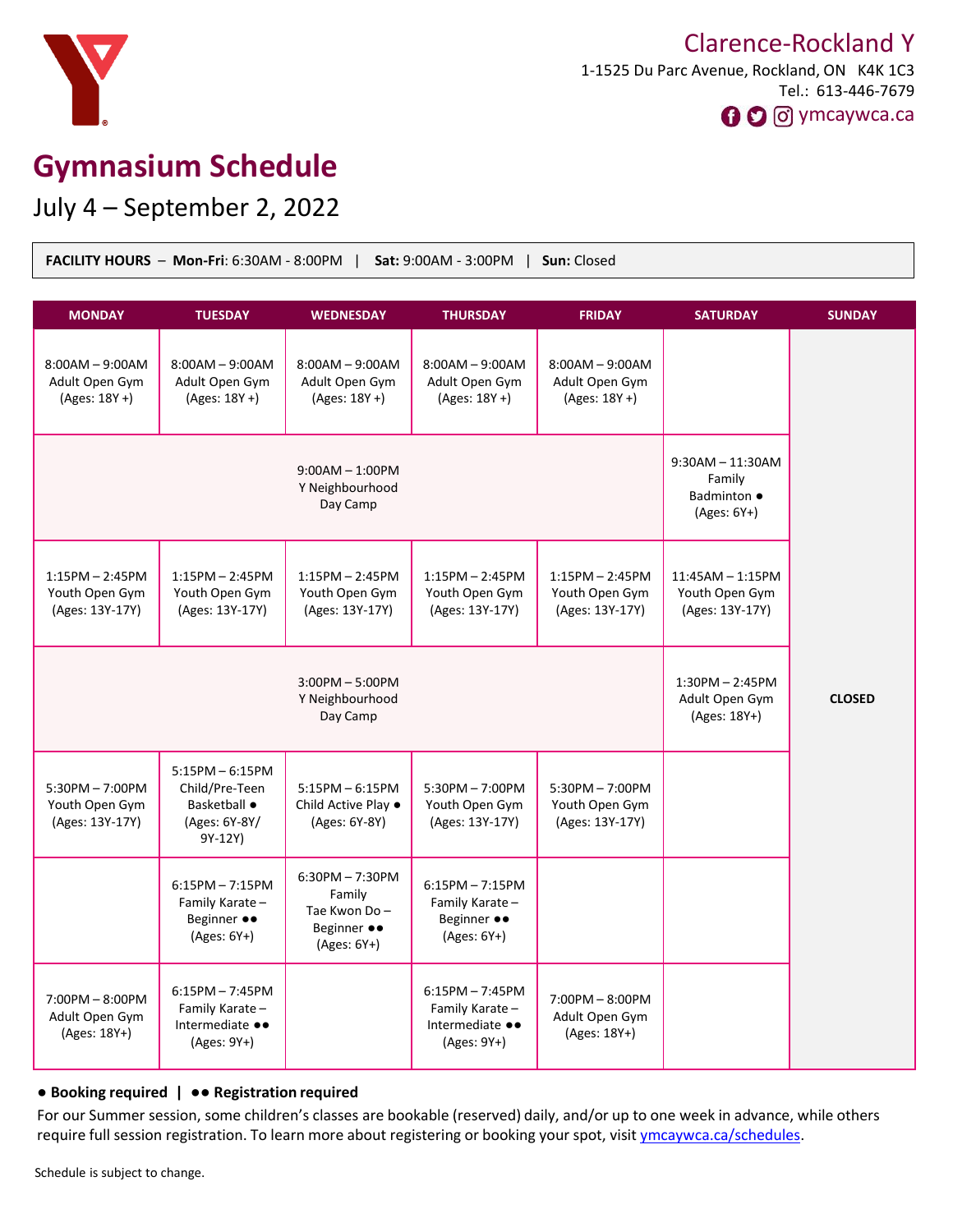Clarence-Rockland Y

1-1525 Du Parc Avenue, Rockland, ON K4K 1C3
Tel.: 613-446-7679
ymcaywca.ca

# Gymnasium Schedule

## July 4 – September 2, 2022

**FACILITY HOURS** – **Mon-Fri**: 6:30AM - 8:00PM | **Sat:** 9:00AM - 3:00PM | **Sun:** Closed

| MONDAY | TUESDAY | WEDNESDAY | THURSDAY | FRIDAY | SATURDAY | SUNDAY |
|---|---|---|---|---|---|---|
| 8:00AM – 9:00AM Adult Open Gym (Ages: 18Y +) | 8:00AM – 9:00AM Adult Open Gym (Ages: 18Y +) | 8:00AM – 9:00AM Adult Open Gym (Ages: 18Y +) | 8:00AM – 9:00AM Adult Open Gym (Ages: 18Y +) | 8:00AM – 9:00AM Adult Open Gym (Ages: 18Y +) | | **CLOSED** |
| 9:00AM – 1:00PM Y Neighbourhood Day Camp | | | | | 9:30AM – 11:30AM Family Badminton ● (Ages: 6Y+) | |
| 1:15PM – 2:45PM Youth Open Gym (Ages: 13Y-17Y) | 1:15PM – 2:45PM Youth Open Gym (Ages: 13Y-17Y) | 1:15PM – 2:45PM Youth Open Gym (Ages: 13Y-17Y) | 1:15PM – 2:45PM Youth Open Gym (Ages: 13Y-17Y) | 1:15PM – 2:45PM Youth Open Gym (Ages: 13Y-17Y) | 11:45AM – 1:15PM Youth Open Gym (Ages: 13Y-17Y) | |
| 3:00PM – 5:00PM Y Neighbourhood Day Camp | | | | | 1:30PM – 2:45PM Adult Open Gym (Ages: 18Y+) | |
| 5:30PM – 7:00PM Youth Open Gym (Ages: 13Y-17Y) | 5:15PM – 6:15PM Child/Pre-Teen Basketball ● (Ages: 6Y-8Y/ 9Y-12Y) | 5:15PM – 6:15PM Child Active Play ● (Ages: 6Y-8Y) | 5:30PM – 7:00PM Youth Open Gym (Ages: 13Y-17Y) | 5:30PM – 7:00PM Youth Open Gym (Ages: 13Y-17Y) | | |
| | 6:15PM – 7:15PM Family Karate – Beginner ●● (Ages: 6Y+) | 6:30PM – 7:30PM Family Tae Kwon Do – Beginner ●● (Ages: 6Y+) | 6:15PM – 7:15PM Family Karate – Beginner ●● (Ages: 6Y+) | | | |
| 7:00PM – 8:00PM Adult Open Gym (Ages: 18Y+) | 6:15PM – 7:45PM Family Karate – Intermediate ●● (Ages: 9Y+) | | 6:15PM – 7:45PM Family Karate – Intermediate ●● (Ages: 9Y+) | 7:00PM – 8:00PM Adult Open Gym (Ages: 18Y+) | | |

**● Booking required | ●● Registration required**

For our Summer session, some children's classes are bookable (reserved) daily, and/or up to one week in advance, while others require full session registration. To learn more about registering or booking your spot, visit ymcaywca.ca/schedules.

Schedule is subject to change.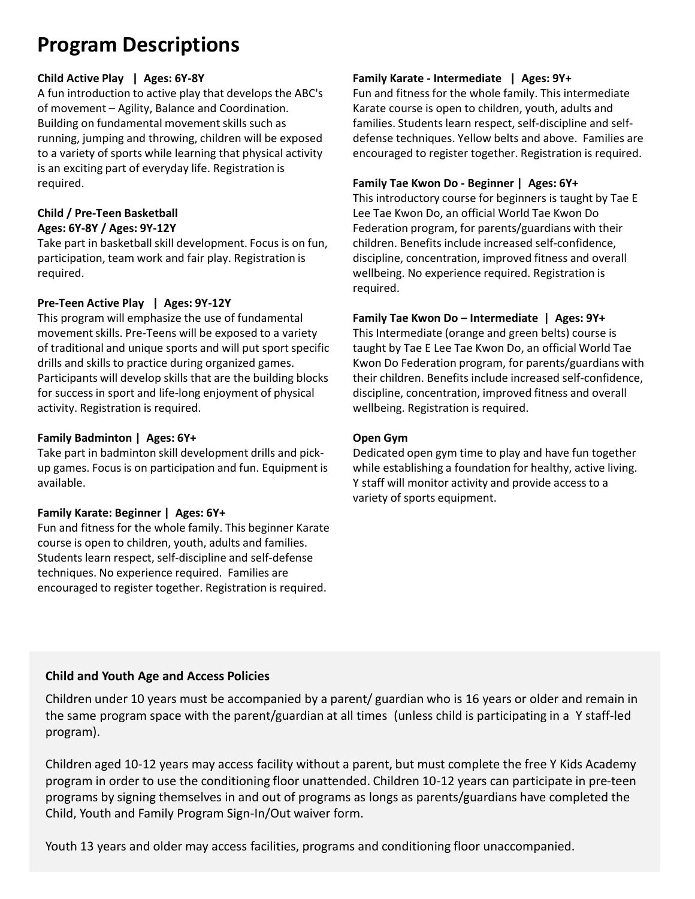# Program Descriptions

**Child Active Play | Ages: 6Y-8Y**

A fun introduction to active play that develops the ABC's of movement – Agility, Balance and Coordination. Building on fundamental movement skills such as running, jumping and throwing, children will be exposed to a variety of sports while learning that physical activity is an exciting part of everyday life. Registration is required.

**Child / Pre-Teen Basketball**
**Ages: 6Y-8Y / Ages: 9Y-12Y**

Take part in basketball skill development. Focus is on fun, participation, team work and fair play. Registration is required.

**Pre-Teen Active Play | Ages: 9Y-12Y**

This program will emphasize the use of fundamental movement skills. Pre-Teens will be exposed to a variety of traditional and unique sports and will put sport specific drills and skills to practice during organized games. Participants will develop skills that are the building blocks for success in sport and life-long enjoyment of physical activity. Registration is required.

**Family Badminton | Ages: 6Y+**

Take part in badminton skill development drills and pick-up games. Focus is on participation and fun. Equipment is available.

**Family Karate: Beginner | Ages: 6Y+**

Fun and fitness for the whole family. This beginner Karate course is open to children, youth, adults and families. Students learn respect, self-discipline and self-defense techniques. No experience required. Families are encouraged to register together. Registration is required.

**Family Karate - Intermediate | Ages: 9Y+**

Fun and fitness for the whole family. This intermediate Karate course is open to children, youth, adults and families. Students learn respect, self-discipline and self-defense techniques. Yellow belts and above. Families are encouraged to register together. Registration is required.

**Family Tae Kwon Do - Beginner | Ages: 6Y+**

This introductory course for beginners is taught by Tae E Lee Tae Kwon Do, an official World Tae Kwon Do Federation program, for parents/guardians with their children. Benefits include increased self-confidence, discipline, concentration, improved fitness and overall wellbeing. No experience required. Registration is required.

**Family Tae Kwon Do – Intermediate | Ages: 9Y+**

This Intermediate (orange and green belts) course is taught by Tae E Lee Tae Kwon Do, an official World Tae Kwon Do Federation program, for parents/guardians with their children. Benefits include increased self-confidence, discipline, concentration, improved fitness and overall wellbeing. Registration is required.

**Open Gym**

Dedicated open gym time to play and have fun together while establishing a foundation for healthy, active living. Y staff will monitor activity and provide access to a variety of sports equipment.

### Child and Youth Age and Access Policies

Children under 10 years must be accompanied by a parent/ guardian who is 16 years or older and remain in the same program space with the parent/guardian at all times (unless child is participating in a Y staff-led program).

Children aged 10-12 years may access facility without a parent, but must complete the free Y Kids Academy program in order to use the conditioning floor unattended. Children 10-12 years can participate in pre-teen programs by signing themselves in and out of programs as longs as parents/guardians have completed the Child, Youth and Family Program Sign-In/Out waiver form.

Youth 13 years and older may access facilities, programs and conditioning floor unaccompanied.